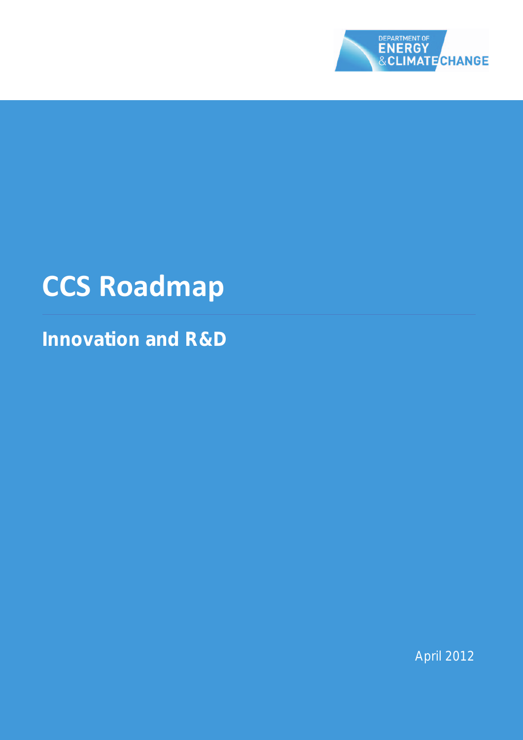DEPARTMENT OF ENERGY & CLIMATE CHANGE

# CCS Roadmap

## Innovation and R&D

April 2012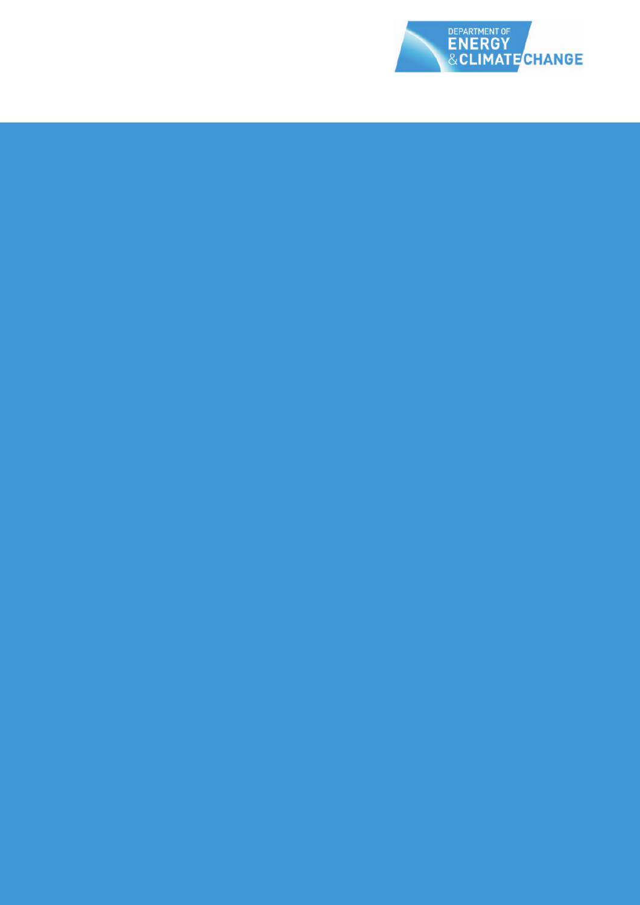DEPARTMENT OF ENERGY & CLIMATE CHANGE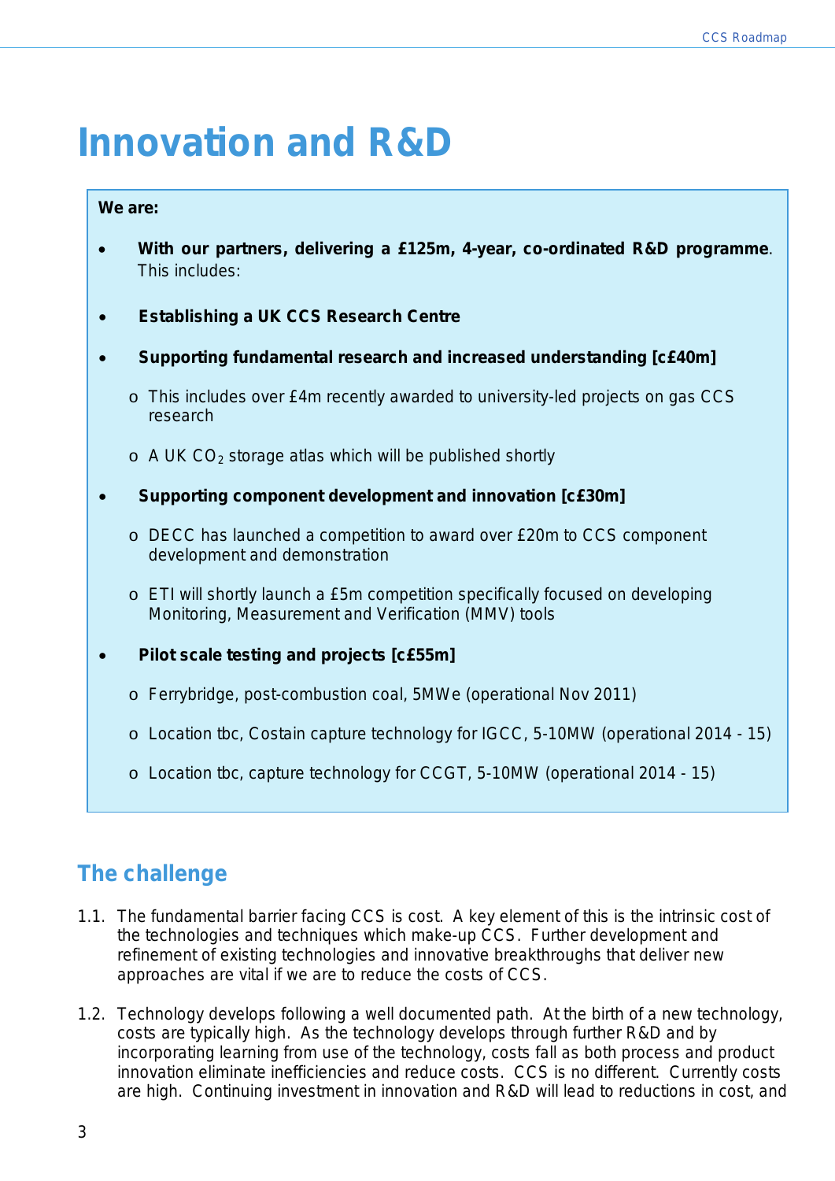# Innovation and R&D

**We are:**

- **With our partners, delivering a £125m, 4-year, co-ordinated R&D programme**. This includes:
- **Establishing a UK CCS Research Centre**
- **Supporting fundamental research and increased understanding [c£40m]**
  - This includes over £4m recently awarded to university-led projects on gas CCS research
  - A UK $CO_2$ storage atlas which will be published shortly
- **Supporting component development and innovation [c£30m]**
  - DECC has launched a competition to award over £20m to CCS component development and demonstration
  - ETI will shortly launch a £5m competition specifically focused on developing Monitoring, Measurement and Verification (MMV) tools
- **Pilot scale testing and projects [c£55m]**
  - Ferrybridge, post-combustion coal, 5MWe (operational Nov 2011)
  - Location tbc, Costain capture technology for IGCC, 5-10MW (operational 2014 - 15)
  - Location tbc, capture technology for CCGT, 5-10MW (operational 2014 - 15)

## The challenge

1.1. The fundamental barrier facing CCS is cost. A key element of this is the intrinsic cost of the technologies and techniques which make-up CCS. Further development and refinement of existing technologies and innovative breakthroughs that deliver new approaches are vital if we are to reduce the costs of CCS.

1.2. Technology develops following a well documented path. At the birth of a new technology, costs are typically high. As the technology develops through further R&D and by incorporating learning from use of the technology, costs fall as both process and product innovation eliminate inefficiencies and reduce costs. CCS is no different. Currently costs are high. Continuing investment in innovation and R&D will lead to reductions in cost, and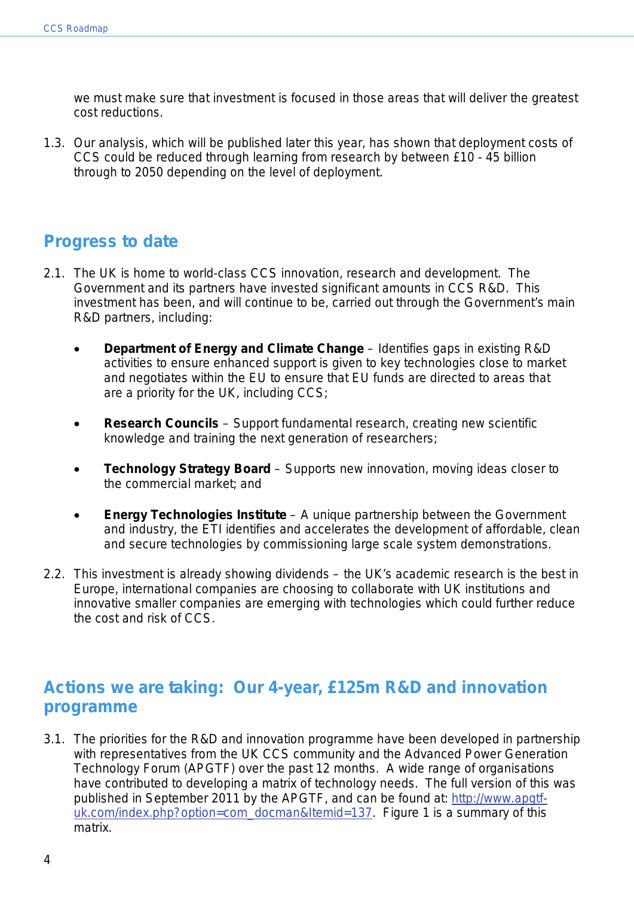we must make sure that investment is focused in those areas that will deliver the greatest cost reductions.

1.3. Our analysis, which will be published later this year, has shown that deployment costs of CCS could be reduced through learning from research by between £10 - 45 billion through to 2050 depending on the level of deployment.

## Progress to date

2.1. The UK is home to world-class CCS innovation, research and development. The Government and its partners have invested significant amounts in CCS R&D. This investment has been, and will continue to be, carried out through the Government's main R&D partners, including:

- **Department of Energy and Climate Change** – Identifies gaps in existing R&D activities to ensure enhanced support is given to key technologies close to market and negotiates within the EU to ensure that EU funds are directed to areas that are a priority for the UK, including CCS;

- **Research Councils** – Support fundamental research, creating new scientific knowledge and training the next generation of researchers;

- **Technology Strategy Board** – Supports new innovation, moving ideas closer to the commercial market; and

- **Energy Technologies Institute** – A unique partnership between the Government and industry, the ETI identifies and accelerates the development of affordable, clean and secure technologies by commissioning large scale system demonstrations.

2.2. This investment is already showing dividends – the UK's academic research is the best in Europe, international companies are choosing to collaborate with UK institutions and innovative smaller companies are emerging with technologies which could further reduce the cost and risk of CCS.

## Actions we are taking: Our 4-year, £125m R&D and innovation programme

3.1. The priorities for the R&D and innovation programme have been developed in partnership with representatives from the UK CCS community and the Advanced Power Generation Technology Forum (APGTF) over the past 12 months. A wide range of organisations have contributed to developing a matrix of technology needs. The full version of this was published in September 2011 by the APGTF, and can be found at: [http://www.apgtf-uk.com/index.php?option=com_docman&Itemid=137](http://www.apgtf-uk.com/index.php?option=com_docman&Itemid=137). Figure 1 is a summary of this matrix.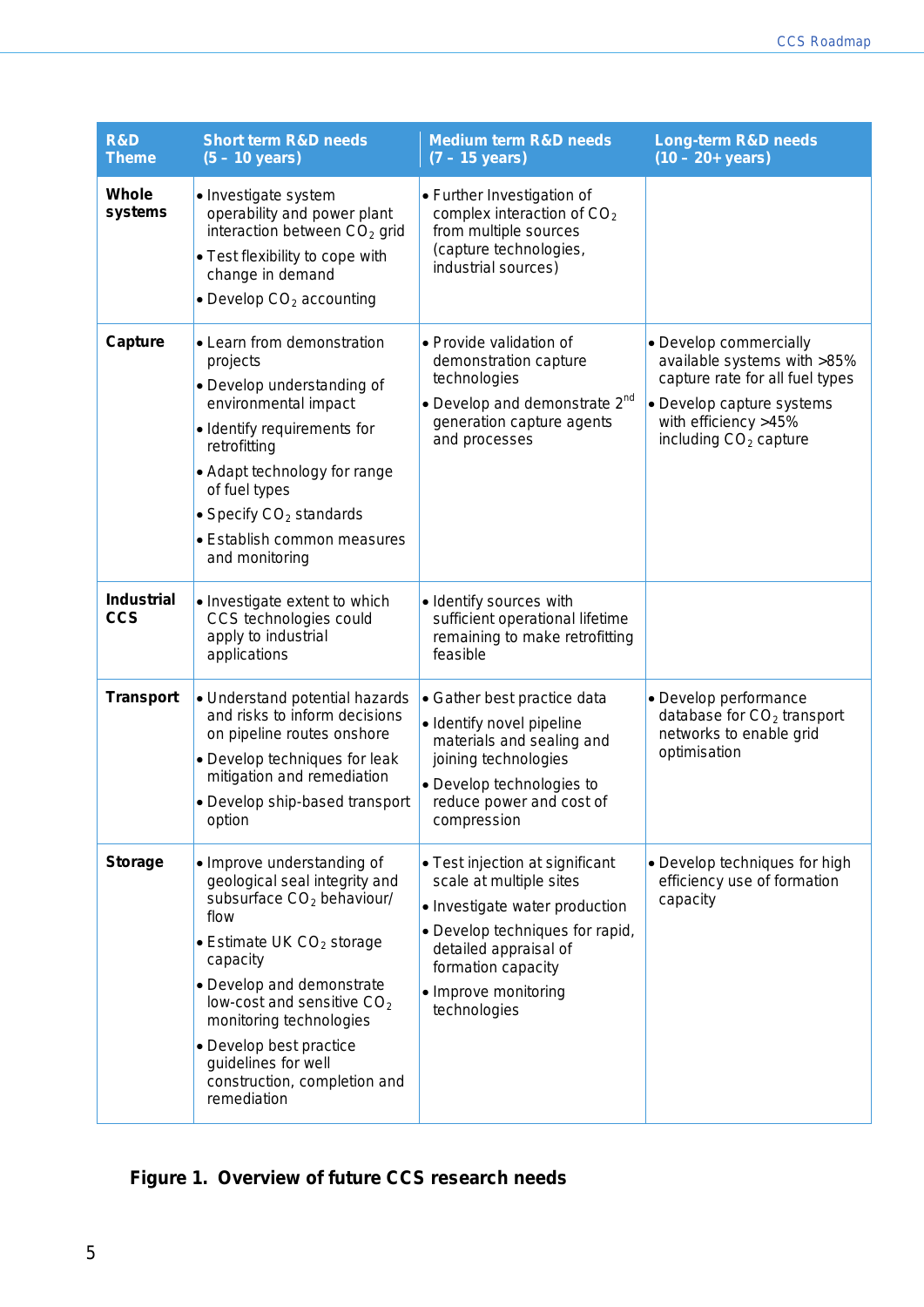| R&D Theme | Short term R&D needs (5 – 10 years) | Medium term R&D needs (7 – 15 years) | Long-term R&D needs (10 – 20+ years) |
|---|---|---|---|
| **Whole systems** | • Investigate system operability and power plant interaction between $CO_2$ grid<br>• Test flexibility to cope with change in demand<br>• Develop $CO_2$ accounting | • Further Investigation of complex interaction of $CO_2$ from multiple sources (capture technologies, industrial sources) | |
| **Capture** | • Learn from demonstration projects<br>• Develop understanding of environmental impact<br>• Identify requirements for retrofitting<br>• Adapt technology for range of fuel types<br>• Specify $CO_2$ standards<br>• Establish common measures and monitoring | • Provide validation of demonstration capture technologies<br>• Develop and demonstrate 2nd generation capture agents and processes | • Develop commercially available systems with >85% capture rate for all fuel types<br>• Develop capture systems with efficiency >45% including $CO_2$ capture |
| **Industrial CCS** | • Investigate extent to which CCS technologies could apply to industrial applications | • Identify sources with sufficient operational lifetime remaining to make retrofitting feasible | |
| **Transport** | • Understand potential hazards and risks to inform decisions on pipeline routes onshore<br>• Develop techniques for leak mitigation and remediation<br>• Develop ship-based transport option | • Gather best practice data<br>• Identify novel pipeline materials and sealing and joining technologies<br>• Develop technologies to reduce power and cost of compression | • Develop performance database for $CO_2$ transport networks to enable grid optimisation |
| **Storage** | • Improve understanding of geological seal integrity and subsurface $CO_2$ behaviour/ flow<br>• Estimate UK $CO_2$ storage capacity<br>• Develop and demonstrate low-cost and sensitive $CO_2$ monitoring technologies<br>• Develop best practice guidelines for well construction, completion and remediation | • Test injection at significant scale at multiple sites<br>• Investigate water production<br>• Develop techniques for rapid, detailed appraisal of formation capacity<br>• Improve monitoring technologies | • Develop techniques for high efficiency use of formation capacity |

**Figure 1. Overview of future CCS research needs**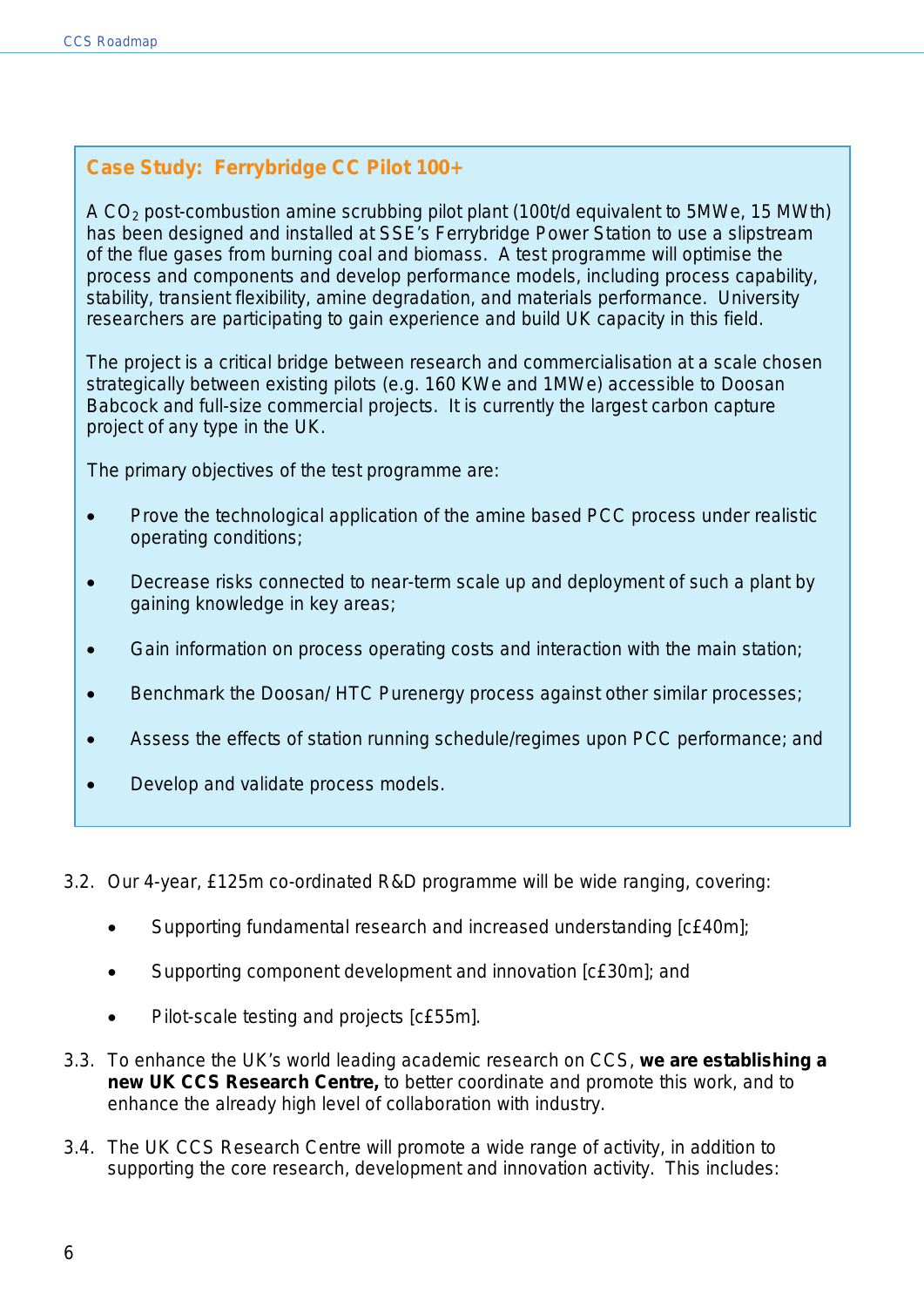### Case Study: Ferrybridge CC Pilot 100+

A $CO_2$ post-combustion amine scrubbing pilot plant (100t/d equivalent to 5MWe, 15 MWth) has been designed and installed at SSE's Ferrybridge Power Station to use a slipstream of the flue gases from burning coal and biomass. A test programme will optimise the process and components and develop performance models, including process capability, stability, transient flexibility, amine degradation, and materials performance. University researchers are participating to gain experience and build UK capacity in this field.

The project is a critical bridge between research and commercialisation at a scale chosen strategically between existing pilots (e.g. 160 KWe and 1MWe) accessible to Doosan Babcock and full-size commercial projects. It is currently the largest carbon capture project of any type in the UK.

The primary objectives of the test programme are:

- Prove the technological application of the amine based PCC process under realistic operating conditions;
- Decrease risks connected to near-term scale up and deployment of such a plant by gaining knowledge in key areas;
- Gain information on process operating costs and interaction with the main station;
- Benchmark the Doosan/ HTC Purenergy process against other similar processes;
- Assess the effects of station running schedule/regimes upon PCC performance; and
- Develop and validate process models.

3.2. Our 4-year, £125m co-ordinated R&D programme will be wide ranging, covering:

- Supporting fundamental research and increased understanding [c£40m];
- Supporting component development and innovation [c£30m]; and
- Pilot-scale testing and projects [c£55m].

3.3. To enhance the UK's world leading academic research on CCS, **we are establishing a new UK CCS Research Centre,** to better coordinate and promote this work, and to enhance the already high level of collaboration with industry.

3.4. The UK CCS Research Centre will promote a wide range of activity, in addition to supporting the core research, development and innovation activity. This includes: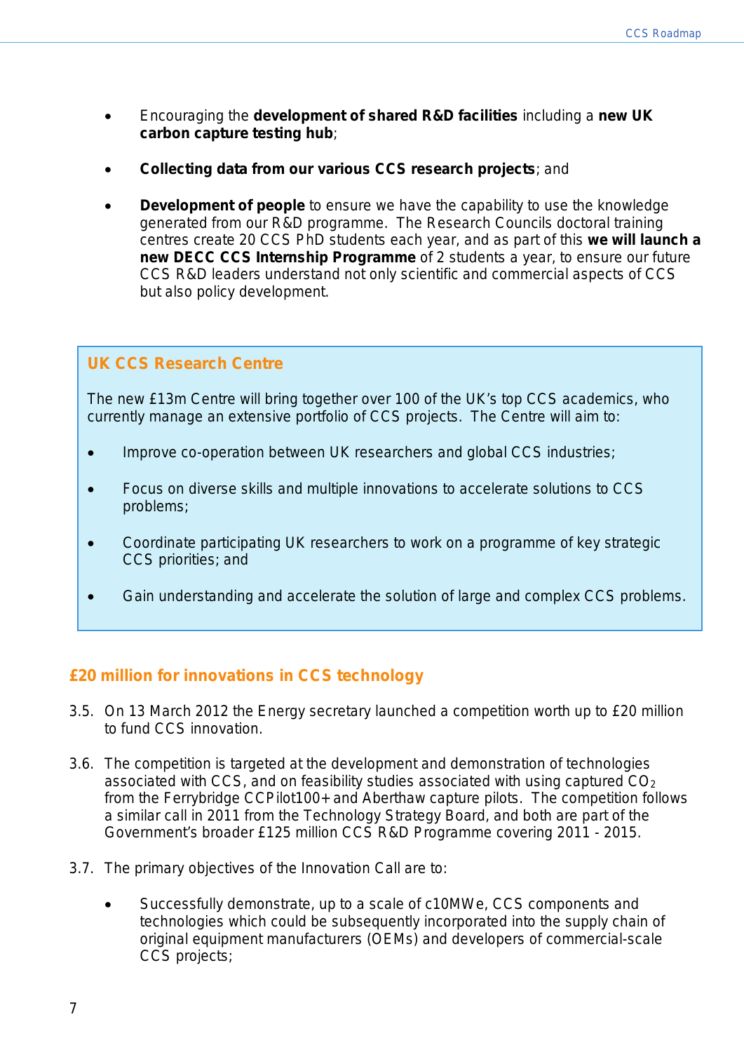- Encouraging the **development of shared R&D facilities** including a **new UK carbon capture testing hub**;

- **Collecting data from our various CCS research projects**; and

- **Development of people** to ensure we have the capability to use the knowledge generated from our R&D programme. The Research Councils doctoral training centres create 20 CCS PhD students each year, and as part of this **we will launch a new DECC CCS Internship Programme** of 2 students a year, to ensure our future CCS R&D leaders understand not only scientific and commercial aspects of CCS but also policy development.

### UK CCS Research Centre

The new £13m Centre will bring together over 100 of the UK's top CCS academics, who currently manage an extensive portfolio of CCS projects. The Centre will aim to:

- Improve co-operation between UK researchers and global CCS industries;

- Focus on diverse skills and multiple innovations to accelerate solutions to CCS problems;

- Coordinate participating UK researchers to work on a programme of key strategic CCS priorities; and

- Gain understanding and accelerate the solution of large and complex CCS problems.

## £20 million for innovations in CCS technology

3.5. On 13 March 2012 the Energy secretary launched a competition worth up to £20 million to fund CCS innovation.

3.6. The competition is targeted at the development and demonstration of technologies associated with CCS, and on feasibility studies associated with using captured $CO_2$ from the Ferrybridge CCPilot100+ and Aberthaw capture pilots. The competition follows a similar call in 2011 from the Technology Strategy Board, and both are part of the Government's broader £125 million CCS R&D Programme covering 2011 - 2015.

3.7. The primary objectives of the Innovation Call are to:

- Successfully demonstrate, up to a scale of c10MWe, CCS components and technologies which could be subsequently incorporated into the supply chain of original equipment manufacturers (OEMs) and developers of commercial-scale CCS projects;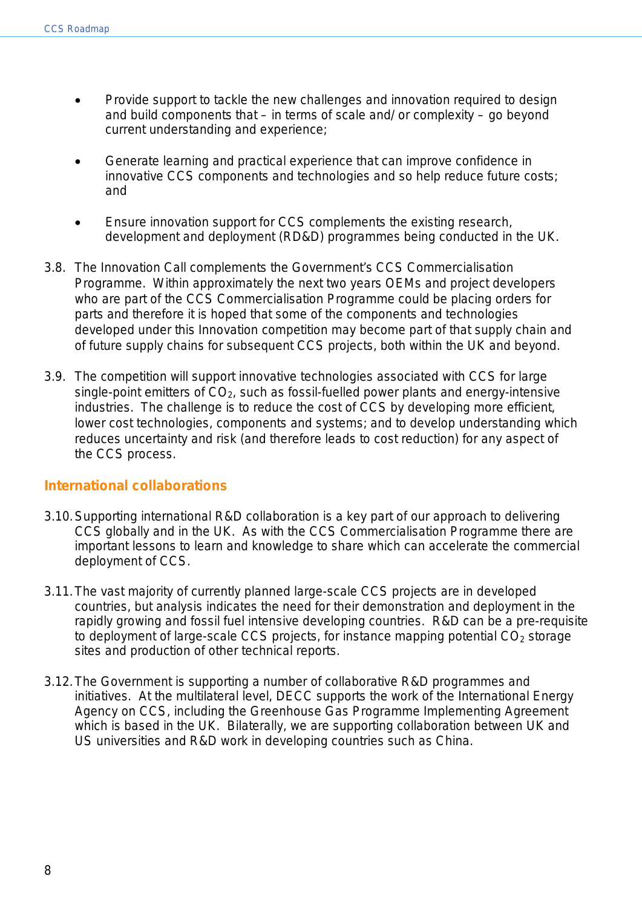- Provide support to tackle the new challenges and innovation required to design and build components that – in terms of scale and/or complexity – go beyond current understanding and experience;

- Generate learning and practical experience that can improve confidence in innovative CCS components and technologies and so help reduce future costs; and

- Ensure innovation support for CCS complements the existing research, development and deployment (RD&D) programmes being conducted in the UK.

3.8. The Innovation Call complements the Government's CCS Commercialisation Programme. Within approximately the next two years OEMs and project developers who are part of the CCS Commercialisation Programme could be placing orders for parts and therefore it is hoped that some of the components and technologies developed under this Innovation competition may become part of that supply chain and of future supply chains for subsequent CCS projects, both within the UK and beyond.

3.9. The competition will support innovative technologies associated with CCS for large single-point emitters of $CO_2$, such as fossil-fuelled power plants and energy-intensive industries. The challenge is to reduce the cost of CCS by developing more efficient, lower cost technologies, components and systems; and to develop understanding which reduces uncertainty and risk (and therefore leads to cost reduction) for any aspect of the CCS process.

## International collaborations

3.10. Supporting international R&D collaboration is a key part of our approach to delivering CCS globally and in the UK. As with the CCS Commercialisation Programme there are important lessons to learn and knowledge to share which can accelerate the commercial deployment of CCS.

3.11. The vast majority of currently planned large-scale CCS projects are in developed countries, but analysis indicates the need for their demonstration and deployment in the rapidly growing and fossil fuel intensive developing countries. R&D can be a pre-requisite to deployment of large-scale CCS projects, for instance mapping potential $CO_2$ storage sites and production of other technical reports.

3.12. The Government is supporting a number of collaborative R&D programmes and initiatives. At the multilateral level, DECC supports the work of the International Energy Agency on CCS, including the Greenhouse Gas Programme Implementing Agreement which is based in the UK. Bilaterally, we are supporting collaboration between UK and US universities and R&D work in developing countries such as China.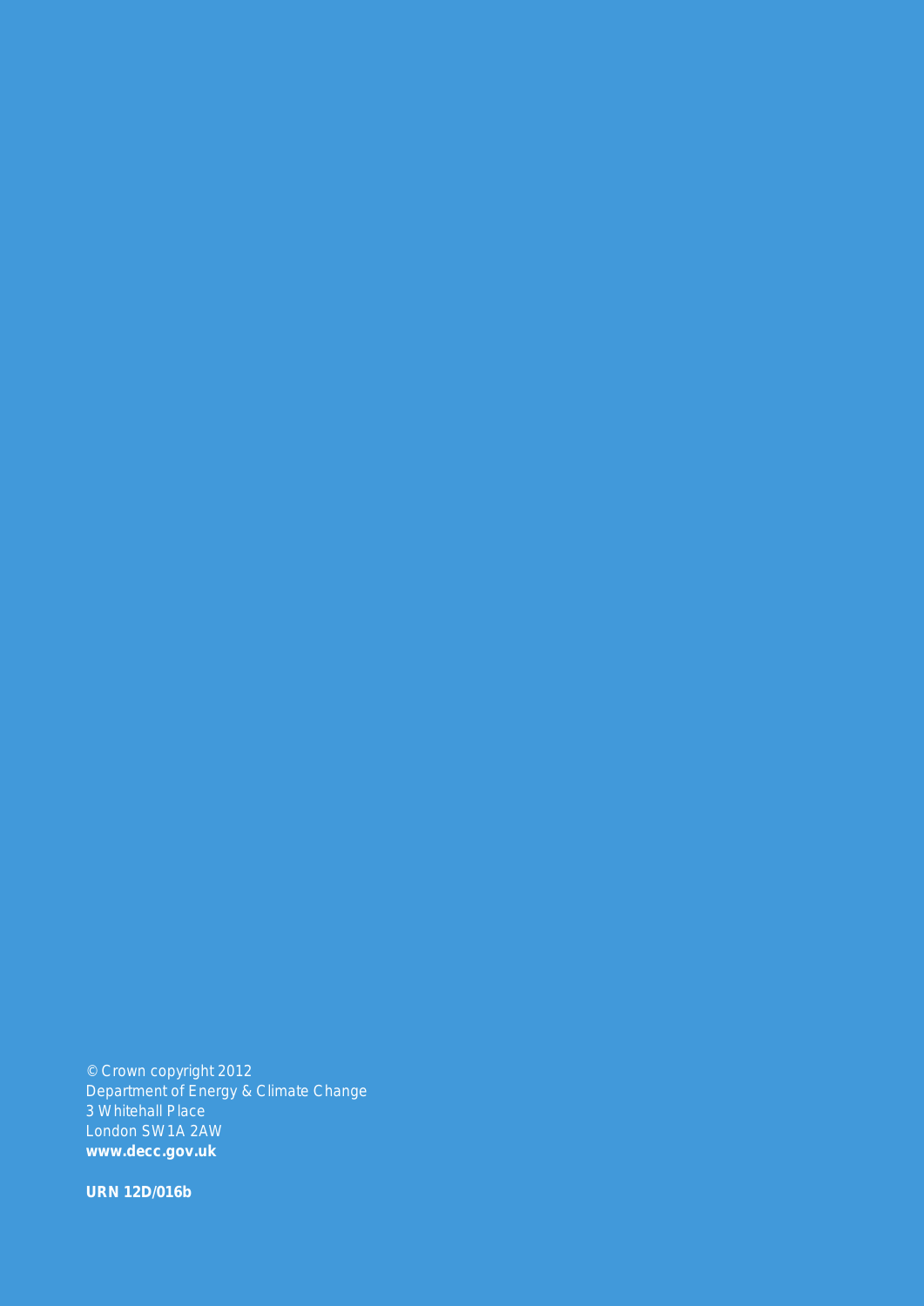© Crown copyright 2012
Department of Energy & Climate Change
3 Whitehall Place
London SW1A 2AW
**www.decc.gov.uk**

**URN 12D/016b**